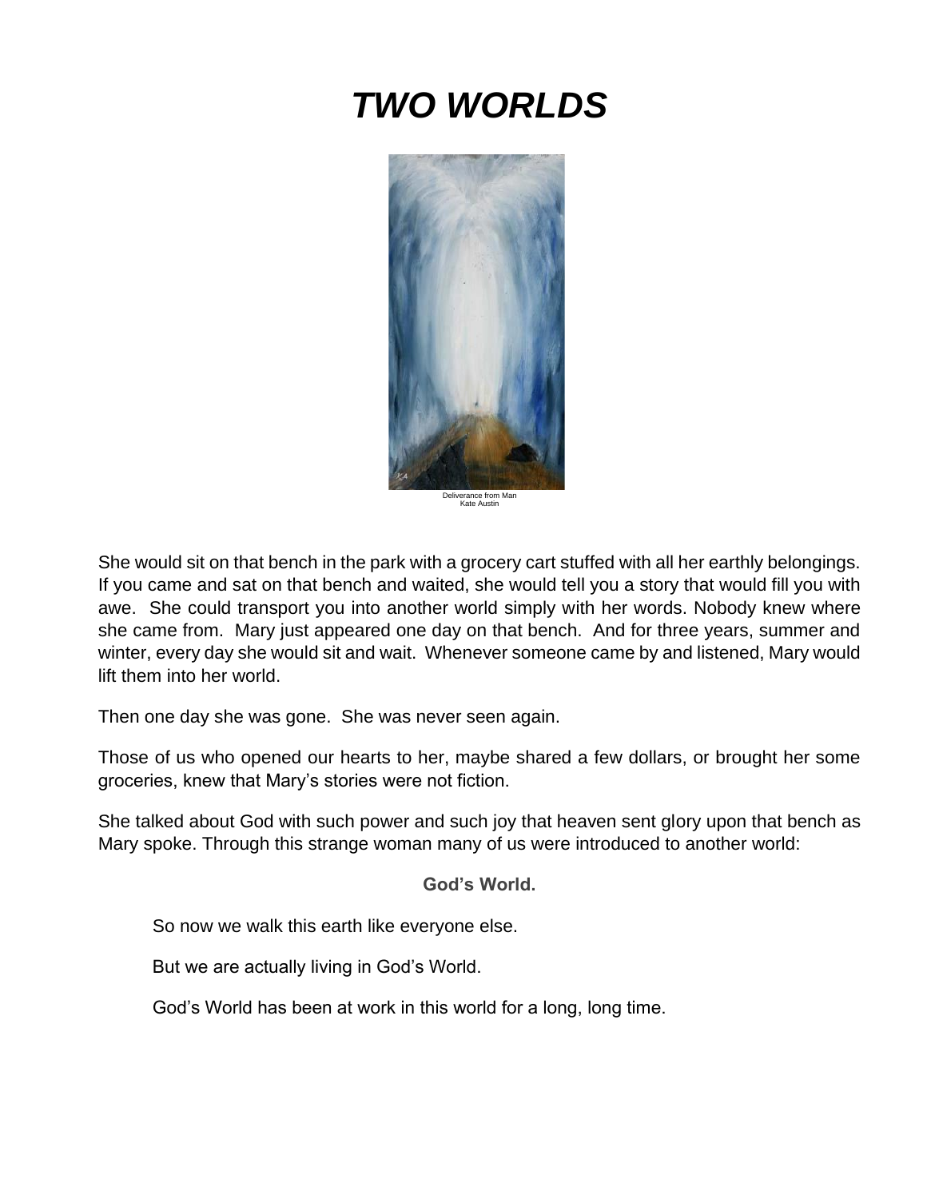# *TWO WORLDS*

Deliverance from Man
Kate Austin

She would sit on that bench in the park with a grocery cart stuffed with all her earthly belongings. If you came and sat on that bench and waited, she would tell you a story that would fill you with awe. She could transport you into another world simply with her words. Nobody knew where she came from. Mary just appeared one day on that bench. And for three years, summer and winter, every day she would sit and wait. Whenever someone came by and listened, Mary would lift them into her world.

Then one day she was gone. She was never seen again.

Those of us who opened our hearts to her, maybe shared a few dollars, or brought her some groceries, knew that Mary's stories were not fiction.

She talked about God with such power and such joy that heaven sent glory upon that bench as Mary spoke. Through this strange woman many of us were introduced to another world:

**God's World.**

So now we walk this earth like everyone else.

But we are actually living in God's World.

God's World has been at work in this world for a long, long time.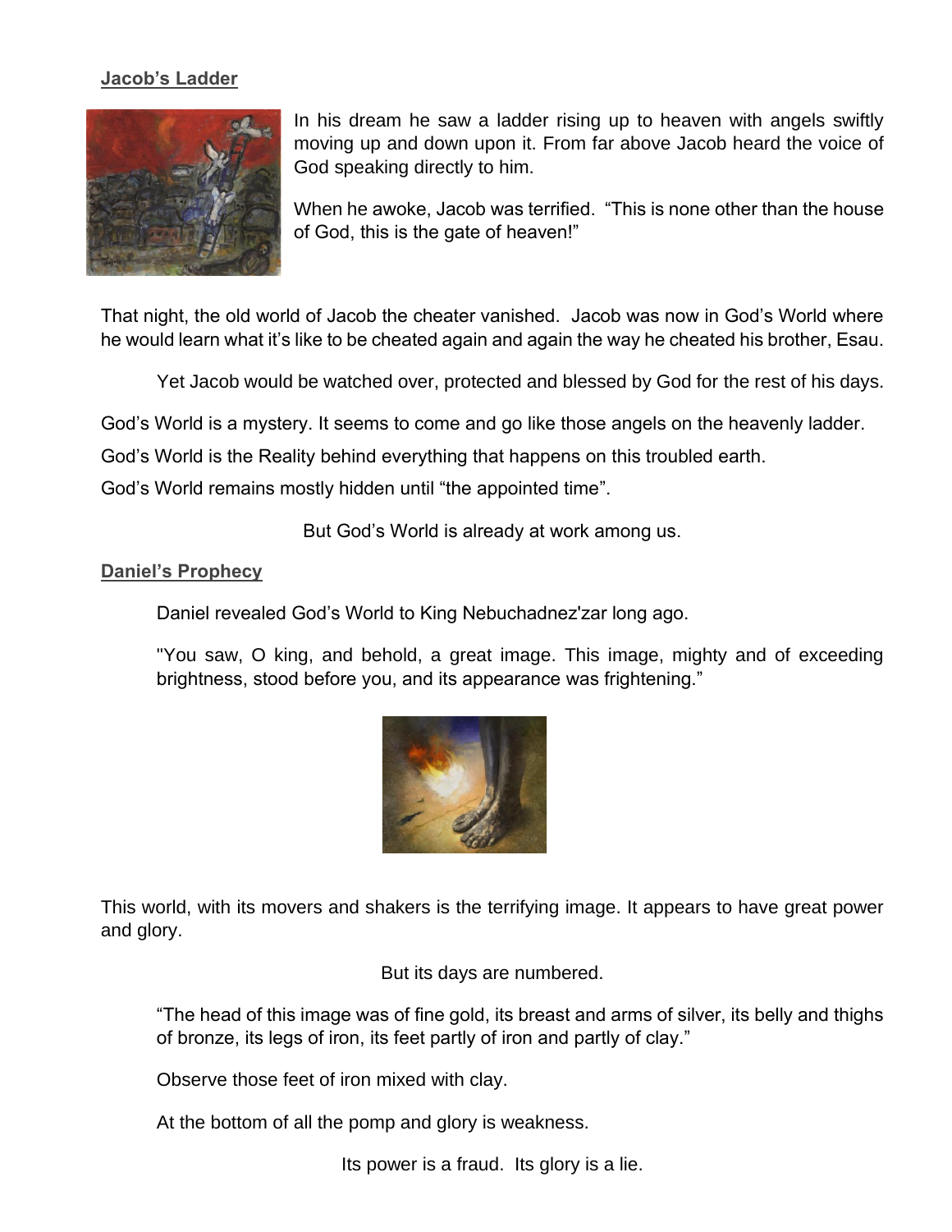**Jacob's Ladder**

In his dream he saw a ladder rising up to heaven with angels swiftly moving up and down upon it. From far above Jacob heard the voice of God speaking directly to him.

When he awoke, Jacob was terrified. "This is none other than the house of God, this is the gate of heaven!"

That night, the old world of Jacob the cheater vanished. Jacob was now in God's World where he would learn what it's like to be cheated again and again the way he cheated his brother, Esau.

Yet Jacob would be watched over, protected and blessed by God for the rest of his days.

God's World is a mystery. It seems to come and go like those angels on the heavenly ladder.

God's World is the Reality behind everything that happens on this troubled earth.

God's World remains mostly hidden until "the appointed time".

But God's World is already at work among us.

**Daniel's Prophecy**

Daniel revealed God's World to King Nebuchadnez'zar long ago.

"You saw, O king, and behold, a great image. This image, mighty and of exceeding brightness, stood before you, and its appearance was frightening."

This world, with its movers and shakers is the terrifying image. It appears to have great power and glory.

But its days are numbered.

"The head of this image was of fine gold, its breast and arms of silver, its belly and thighs of bronze, its legs of iron, its feet partly of iron and partly of clay."

Observe those feet of iron mixed with clay.

At the bottom of all the pomp and glory is weakness.

Its power is a fraud. Its glory is a lie.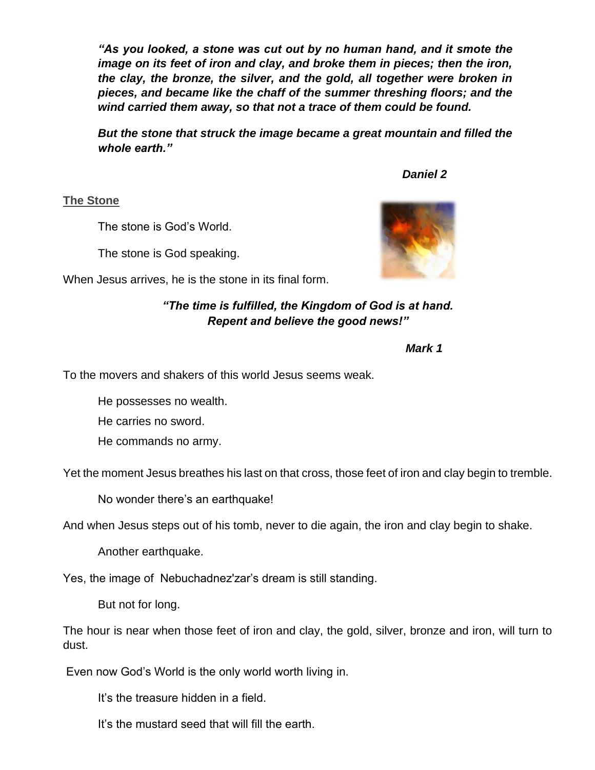***"As you looked, a stone was cut out by no human hand, and it smote the image on its feet of iron and clay, and broke them in pieces; then the iron, the clay, the bronze, the silver, and the gold, all together were broken in pieces, and became like the chaff of the summer threshing floors; and the wind carried them away, so that not a trace of them could be found.***

***But the stone that struck the image became a great mountain and filled the whole earth."***

***Daniel 2***

## The Stone

The stone is God's World.

The stone is God speaking.

When Jesus arrives, he is the stone in its final form.

***"The time is fulfilled, the Kingdom of God is at hand. Repent and believe the good news!"***

***Mark 1***

To the movers and shakers of this world Jesus seems weak.

He possesses no wealth.

He carries no sword.

He commands no army.

Yet the moment Jesus breathes his last on that cross, those feet of iron and clay begin to tremble.

No wonder there's an earthquake!

And when Jesus steps out of his tomb, never to die again, the iron and clay begin to shake.

Another earthquake.

Yes, the image of Nebuchadnez'zar's dream is still standing.

But not for long.

The hour is near when those feet of iron and clay, the gold, silver, bronze and iron, will turn to dust.

Even now God's World is the only world worth living in.

It's the treasure hidden in a field.

It's the mustard seed that will fill the earth.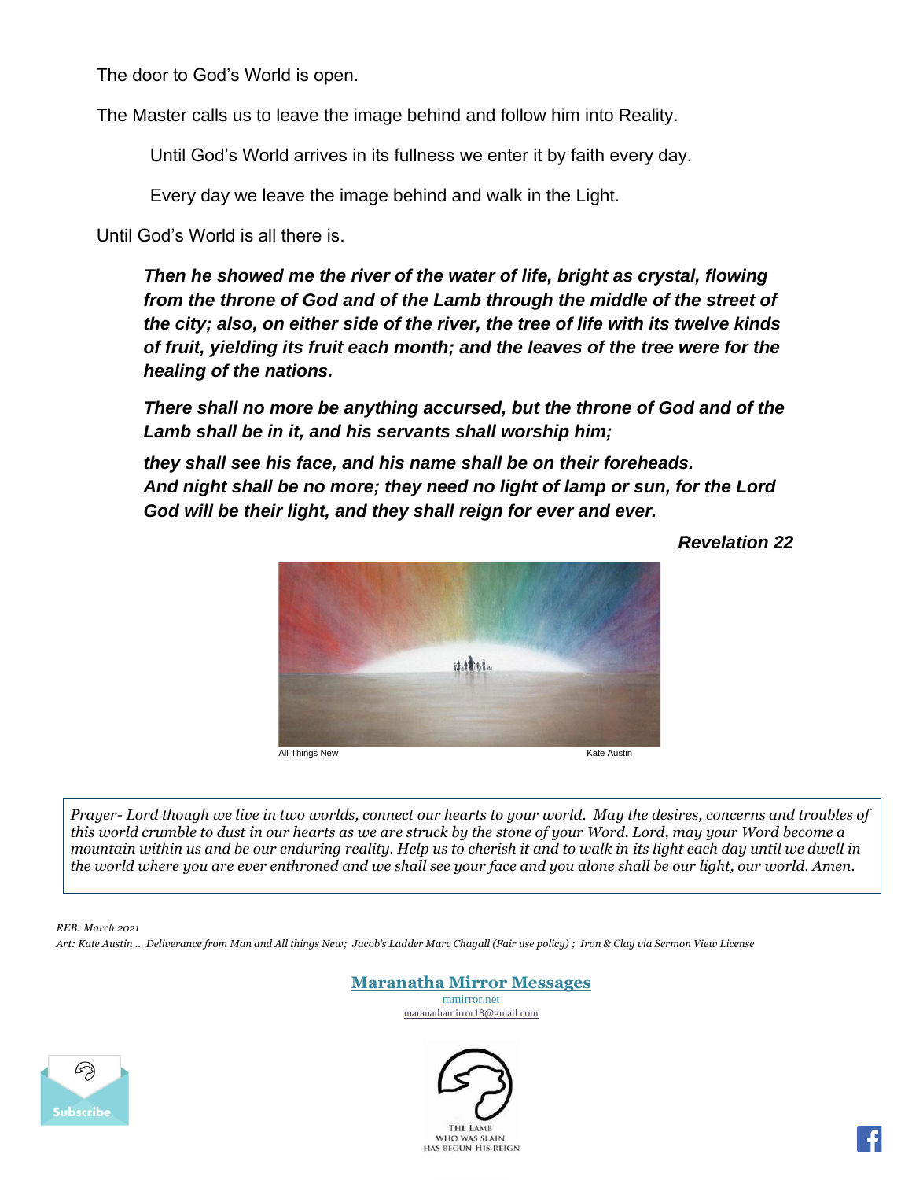The door to God's World is open.

The Master calls us to leave the image behind and follow him into Reality.

Until God's World arrives in its fullness we enter it by faith every day.

Every day we leave the image behind and walk in the Light.

Until God's World is all there is.

***Then he showed me the river of the water of life, bright as crystal, flowing from the throne of God and of the Lamb through the middle of the street of the city; also, on either side of the river, the tree of life with its twelve kinds of fruit, yielding its fruit each month; and the leaves of the tree were for the healing of the nations.***

***There shall no more be anything accursed, but the throne of God and of the Lamb shall be in it, and his servants shall worship him;***

***they shall see his face, and his name shall be on their foreheads. And night shall be no more; they need no light of lamp or sun, for the Lord God will be their light, and they shall reign for ever and ever.***

***Revelation 22***

All Things New — Kate Austin

*Prayer- Lord though we live in two worlds, connect our hearts to your world. May the desires, concerns and troubles of this world crumble to dust in our hearts as we are struck by the stone of your Word. Lord, may your Word become a mountain within us and be our enduring reality. Help us to cherish it and to walk in its light each day until we dwell in the world where you are ever enthroned and we shall see your face and you alone shall be our light, our world. Amen.*

*REB: March 2021*
*Art: Kate Austin ... Deliverance from Man and All things New; Jacob's Ladder Marc Chagall (Fair use policy) ; Iron & Clay via Sermon View License*

**Maranatha Mirror Messages**
mmirror.net
maranathamirror18@gmail.com

Subscribe

THE LAMB
WHO WAS SLAIN
HAS BEGUN HIS REIGN